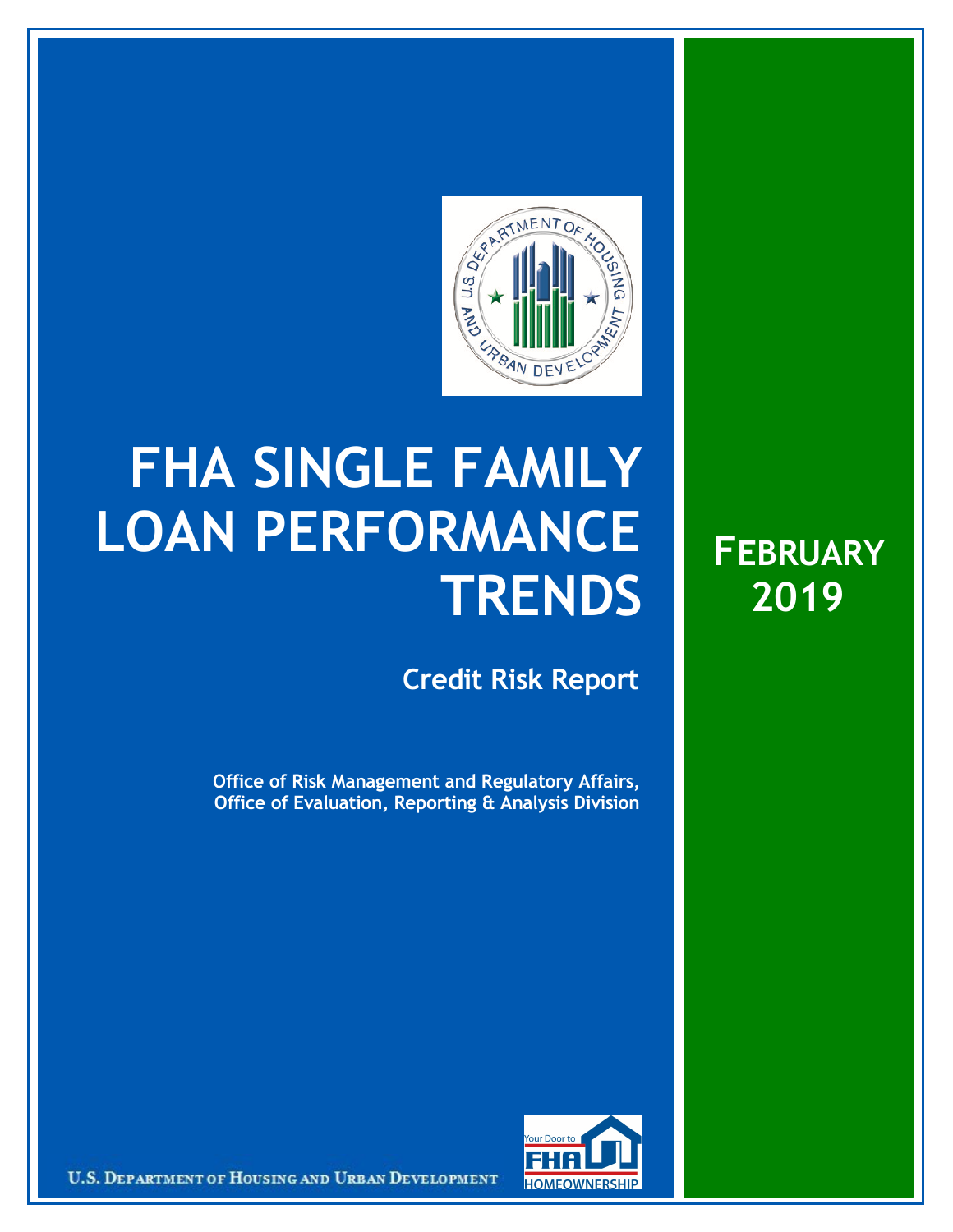# FHA SINGLE FAMILY LOAN PERFORMANCE TRENDS

## Credit Risk Report

**Office of Risk Management and Regulatory Affairs, Office of Evaluation, Reporting & Analysis Division**

## FEBRUARY 2019

U.S. DEPARTMENT OF HOUSING AND URBAN DEVELOPMENT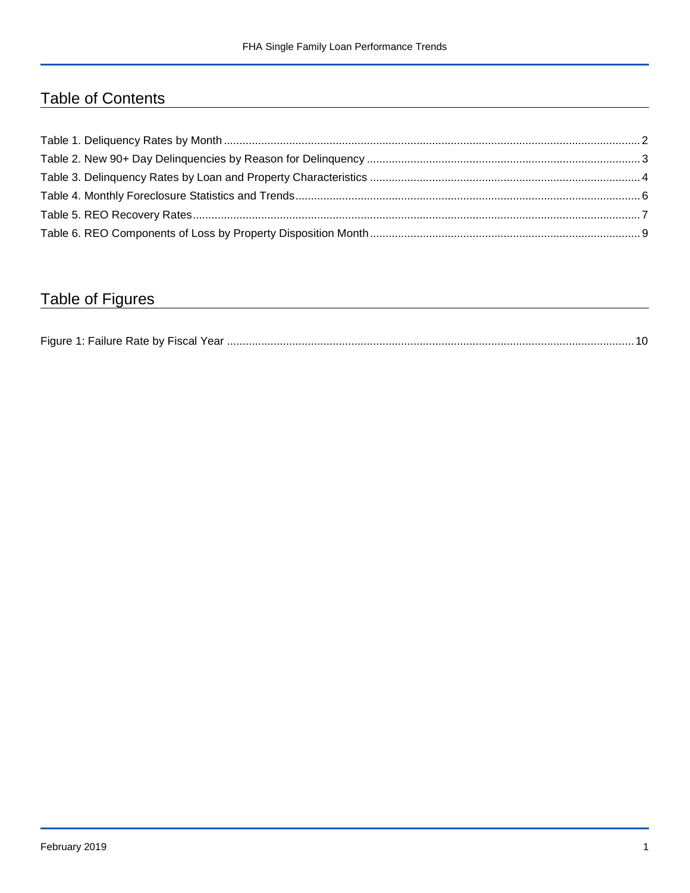## Table of Contents

Table 1. Deliquency Rates by Month ..... 2
Table 2. New 90+ Day Delinquencies by Reason for Delinquency ..... 3
Table 3. Delinquency Rates by Loan and Property Characteristics ..... 4
Table 4. Monthly Foreclosure Statistics and Trends ..... 6
Table 5. REO Recovery Rates ..... 7
Table 6. REO Components of Loss by Property Disposition Month ..... 9

## Table of Figures

Figure 1: Failure Rate by Fiscal Year ..... 10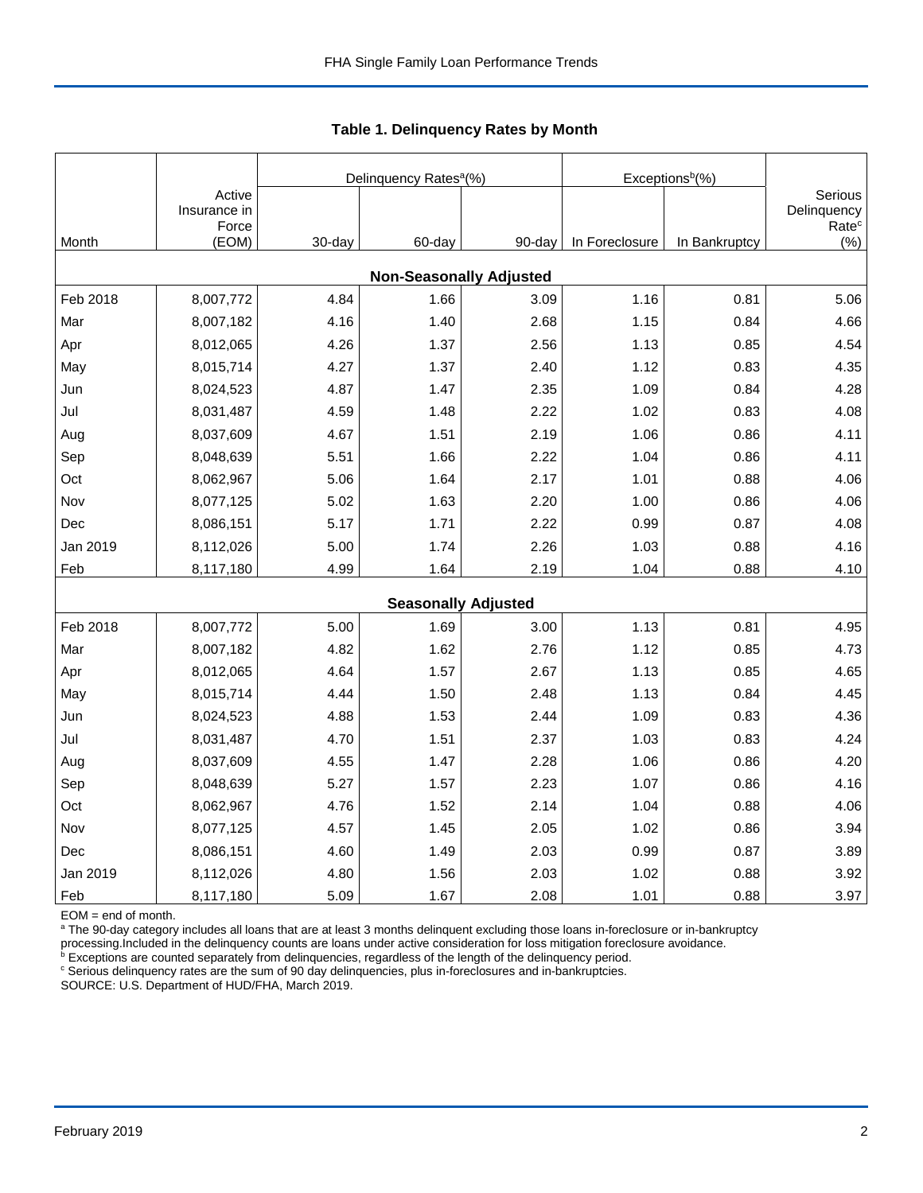**Table 1. Delinquency Rates by Month**

| Month | Active Insurance in Force (EOM) | Delinquency Rates[a](%) | | | Exceptions[b](%) | | Serious Delinquency Rate[c] (%) |
|---|---|---|---|---|---|---|---|
| | | 30-day | 60-day | 90-day | In Foreclosure | In Bankruptcy | |
| **Non-Seasonally Adjusted** | | | | | | | |
| Feb 2018 | 8,007,772 | 4.84 | 1.66 | 3.09 | 1.16 | 0.81 | 5.06 |
| Mar | 8,007,182 | 4.16 | 1.40 | 2.68 | 1.15 | 0.84 | 4.66 |
| Apr | 8,012,065 | 4.26 | 1.37 | 2.56 | 1.13 | 0.85 | 4.54 |
| May | 8,015,714 | 4.27 | 1.37 | 2.40 | 1.12 | 0.83 | 4.35 |
| Jun | 8,024,523 | 4.87 | 1.47 | 2.35 | 1.09 | 0.84 | 4.28 |
| Jul | 8,031,487 | 4.59 | 1.48 | 2.22 | 1.02 | 0.83 | 4.08 |
| Aug | 8,037,609 | 4.67 | 1.51 | 2.19 | 1.06 | 0.86 | 4.11 |
| Sep | 8,048,639 | 5.51 | 1.66 | 2.22 | 1.04 | 0.86 | 4.11 |
| Oct | 8,062,967 | 5.06 | 1.64 | 2.17 | 1.01 | 0.88 | 4.06 |
| Nov | 8,077,125 | 5.02 | 1.63 | 2.20 | 1.00 | 0.86 | 4.06 |
| Dec | 8,086,151 | 5.17 | 1.71 | 2.22 | 0.99 | 0.87 | 4.08 |
| Jan 2019 | 8,112,026 | 5.00 | 1.74 | 2.26 | 1.03 | 0.88 | 4.16 |
| Feb | 8,117,180 | 4.99 | 1.64 | 2.19 | 1.04 | 0.88 | 4.10 |
| **Seasonally Adjusted** | | | | | | | |
| Feb 2018 | 8,007,772 | 5.00 | 1.69 | 3.00 | 1.13 | 0.81 | 4.95 |
| Mar | 8,007,182 | 4.82 | 1.62 | 2.76 | 1.12 | 0.85 | 4.73 |
| Apr | 8,012,065 | 4.64 | 1.57 | 2.67 | 1.13 | 0.85 | 4.65 |
| May | 8,015,714 | 4.44 | 1.50 | 2.48 | 1.13 | 0.84 | 4.45 |
| Jun | 8,024,523 | 4.88 | 1.53 | 2.44 | 1.09 | 0.83 | 4.36 |
| Jul | 8,031,487 | 4.70 | 1.51 | 2.37 | 1.03 | 0.83 | 4.24 |
| Aug | 8,037,609 | 4.55 | 1.47 | 2.28 | 1.06 | 0.86 | 4.20 |
| Sep | 8,048,639 | 5.27 | 1.57 | 2.23 | 1.07 | 0.86 | 4.16 |
| Oct | 8,062,967 | 4.76 | 1.52 | 2.14 | 1.04 | 0.88 | 4.06 |
| Nov | 8,077,125 | 4.57 | 1.45 | 2.05 | 1.02 | 0.86 | 3.94 |
| Dec | 8,086,151 | 4.60 | 1.49 | 2.03 | 0.99 | 0.87 | 3.89 |
| Jan 2019 | 8,112,026 | 4.80 | 1.56 | 2.03 | 1.02 | 0.88 | 3.92 |
| Feb | 8,117,180 | 5.09 | 1.67 | 2.08 | 1.01 | 0.88 | 3.97 |

EOM = end of month.

[a] The 90-day category includes all loans that are at least 3 months delinquent excluding those loans in-foreclosure or in-bankruptcy processing.Included in the delinquency counts are loans under active consideration for loss mitigation foreclosure avoidance.

[b] Exceptions are counted separately from delinquencies, regardless of the length of the delinquency period.

[c] Serious delinquency rates are the sum of 90 day delinquencies, plus in-foreclosures and in-bankruptcies.

SOURCE: U.S. Department of HUD/FHA, March 2019.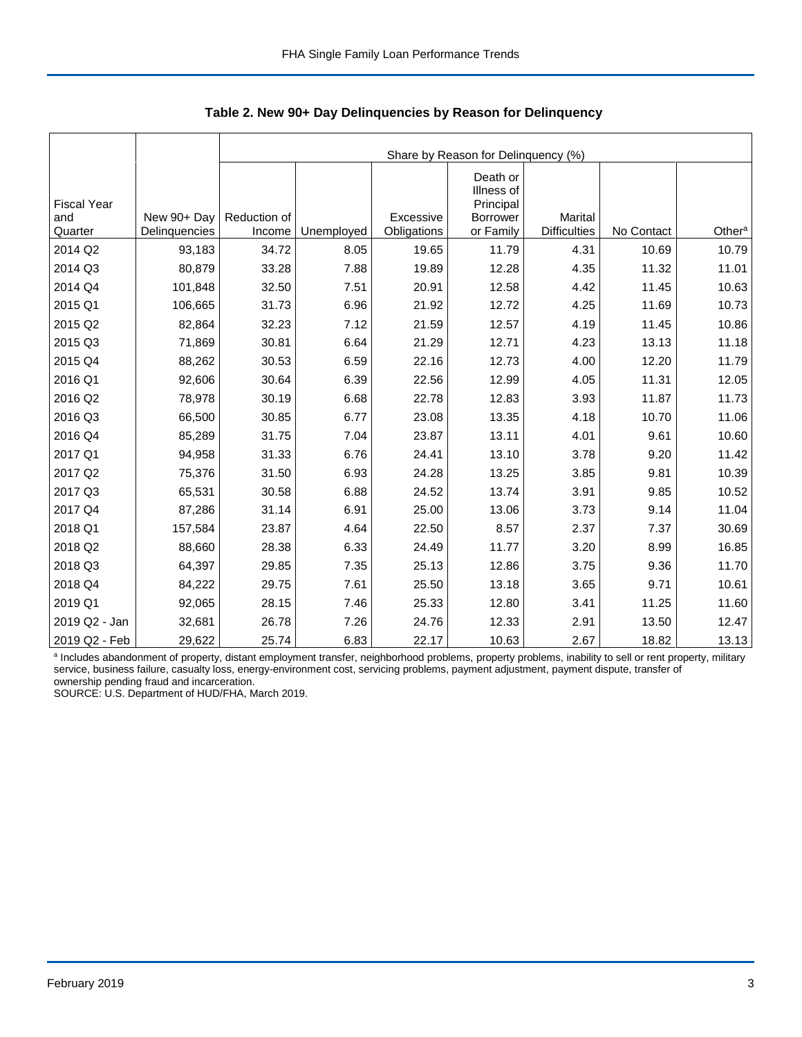**Table 2. New 90+ Day Delinquencies by Reason for Delinquency**

| Fiscal Year and Quarter | New 90+ Day Delinquencies | Share by Reason for Delinquency (%) | | | | | | |
|---|---|---|---|---|---|---|---|---|
| | | Reduction of Income | Unemployed | Excessive Obligations | Death or Illness of Principal Borrower or Family | Marital Difficulties | No Contact | Other[a] |
| 2014 Q2 | 93,183 | 34.72 | 8.05 | 19.65 | 11.79 | 4.31 | 10.69 | 10.79 |
| 2014 Q3 | 80,879 | 33.28 | 7.88 | 19.89 | 12.28 | 4.35 | 11.32 | 11.01 |
| 2014 Q4 | 101,848 | 32.50 | 7.51 | 20.91 | 12.58 | 4.42 | 11.45 | 10.63 |
| 2015 Q1 | 106,665 | 31.73 | 6.96 | 21.92 | 12.72 | 4.25 | 11.69 | 10.73 |
| 2015 Q2 | 82,864 | 32.23 | 7.12 | 21.59 | 12.57 | 4.19 | 11.45 | 10.86 |
| 2015 Q3 | 71,869 | 30.81 | 6.64 | 21.29 | 12.71 | 4.23 | 13.13 | 11.18 |
| 2015 Q4 | 88,262 | 30.53 | 6.59 | 22.16 | 12.73 | 4.00 | 12.20 | 11.79 |
| 2016 Q1 | 92,606 | 30.64 | 6.39 | 22.56 | 12.99 | 4.05 | 11.31 | 12.05 |
| 2016 Q2 | 78,978 | 30.19 | 6.68 | 22.78 | 12.83 | 3.93 | 11.87 | 11.73 |
| 2016 Q3 | 66,500 | 30.85 | 6.77 | 23.08 | 13.35 | 4.18 | 10.70 | 11.06 |
| 2016 Q4 | 85,289 | 31.75 | 7.04 | 23.87 | 13.11 | 4.01 | 9.61 | 10.60 |
| 2017 Q1 | 94,958 | 31.33 | 6.76 | 24.41 | 13.10 | 3.78 | 9.20 | 11.42 |
| 2017 Q2 | 75,376 | 31.50 | 6.93 | 24.28 | 13.25 | 3.85 | 9.81 | 10.39 |
| 2017 Q3 | 65,531 | 30.58 | 6.88 | 24.52 | 13.74 | 3.91 | 9.85 | 10.52 |
| 2017 Q4 | 87,286 | 31.14 | 6.91 | 25.00 | 13.06 | 3.73 | 9.14 | 11.04 |
| 2018 Q1 | 157,584 | 23.87 | 4.64 | 22.50 | 8.57 | 2.37 | 7.37 | 30.69 |
| 2018 Q2 | 88,660 | 28.38 | 6.33 | 24.49 | 11.77 | 3.20 | 8.99 | 16.85 |
| 2018 Q3 | 64,397 | 29.85 | 7.35 | 25.13 | 12.86 | 3.75 | 9.36 | 11.70 |
| 2018 Q4 | 84,222 | 29.75 | 7.61 | 25.50 | 13.18 | 3.65 | 9.71 | 10.61 |
| 2019 Q1 | 92,065 | 28.15 | 7.46 | 25.33 | 12.80 | 3.41 | 11.25 | 11.60 |
| 2019 Q2 - Jan | 32,681 | 26.78 | 7.26 | 24.76 | 12.33 | 2.91 | 13.50 | 12.47 |
| 2019 Q2 - Feb | 29,622 | 25.74 | 6.83 | 22.17 | 10.63 | 2.67 | 18.82 | 13.13 |

[a] Includes abandonment of property, distant employment transfer, neighborhood problems, property problems, inability to sell or rent property, military service, business failure, casualty loss, energy-environment cost, servicing problems, payment adjustment, payment dispute, transfer of ownership pending fraud and incarceration.

SOURCE: U.S. Department of HUD/FHA, March 2019.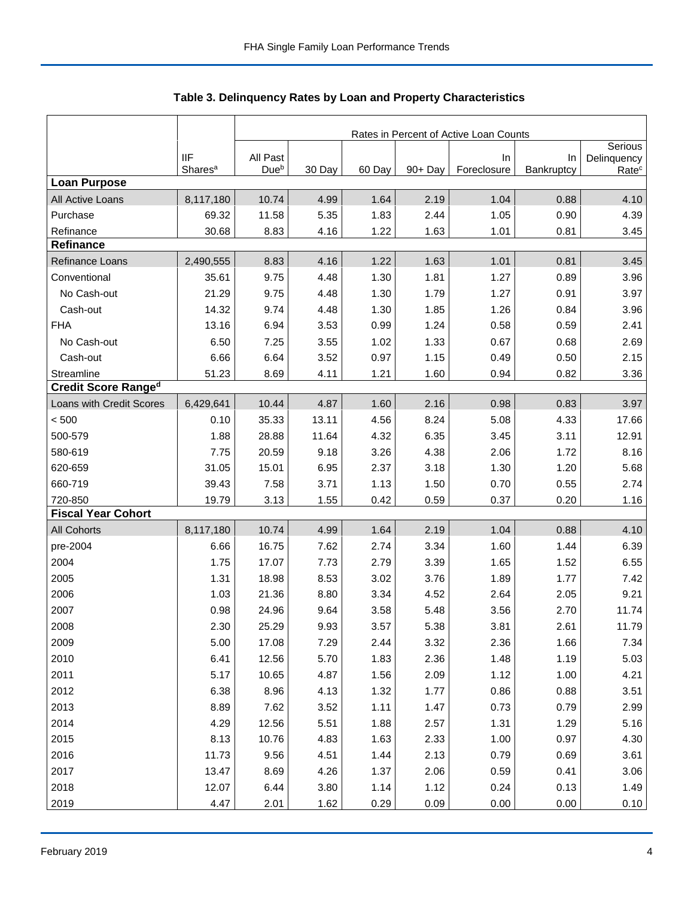**Table 3. Delinquency Rates by Loan and Property Characteristics**

| | | Rates in Percent of Active Loan Counts | | | | | | |
|---|---|---|---|---|---|---|---|---|
| | IIF Shares[a] | All Past Due[b] | 30 Day | 60 Day | 90+ Day | In Foreclosure | In Bankruptcy | Serious Delinquency Rate[c] |
| **Loan Purpose** | | | | | | | | |
| All Active Loans | 8,117,180 | 10.74 | 4.99 | 1.64 | 2.19 | 1.04 | 0.88 | 4.10 |
| Purchase | 69.32 | 11.58 | 5.35 | 1.83 | 2.44 | 1.05 | 0.90 | 4.39 |
| Refinance | 30.68 | 8.83 | 4.16 | 1.22 | 1.63 | 1.01 | 0.81 | 3.45 |
| **Refinance** | | | | | | | | |
| Refinance Loans | 2,490,555 | 8.83 | 4.16 | 1.22 | 1.63 | 1.01 | 0.81 | 3.45 |
| Conventional | 35.61 | 9.75 | 4.48 | 1.30 | 1.81 | 1.27 | 0.89 | 3.96 |
| No Cash-out | 21.29 | 9.75 | 4.48 | 1.30 | 1.79 | 1.27 | 0.91 | 3.97 |
| Cash-out | 14.32 | 9.74 | 4.48 | 1.30 | 1.85 | 1.26 | 0.84 | 3.96 |
| FHA | 13.16 | 6.94 | 3.53 | 0.99 | 1.24 | 0.58 | 0.59 | 2.41 |
| No Cash-out | 6.50 | 7.25 | 3.55 | 1.02 | 1.33 | 0.67 | 0.68 | 2.69 |
| Cash-out | 6.66 | 6.64 | 3.52 | 0.97 | 1.15 | 0.49 | 0.50 | 2.15 |
| Streamline | 51.23 | 8.69 | 4.11 | 1.21 | 1.60 | 0.94 | 0.82 | 3.36 |
| **Credit Score Range[d]** | | | | | | | | |
| Loans with Credit Scores | 6,429,641 | 10.44 | 4.87 | 1.60 | 2.16 | 0.98 | 0.83 | 3.97 |
| < 500 | 0.10 | 35.33 | 13.11 | 4.56 | 8.24 | 5.08 | 4.33 | 17.66 |
| 500-579 | 1.88 | 28.88 | 11.64 | 4.32 | 6.35 | 3.45 | 3.11 | 12.91 |
| 580-619 | 7.75 | 20.59 | 9.18 | 3.26 | 4.38 | 2.06 | 1.72 | 8.16 |
| 620-659 | 31.05 | 15.01 | 6.95 | 2.37 | 3.18 | 1.30 | 1.20 | 5.68 |
| 660-719 | 39.43 | 7.58 | 3.71 | 1.13 | 1.50 | 0.70 | 0.55 | 2.74 |
| 720-850 | 19.79 | 3.13 | 1.55 | 0.42 | 0.59 | 0.37 | 0.20 | 1.16 |
| **Fiscal Year Cohort** | | | | | | | | |
| All Cohorts | 8,117,180 | 10.74 | 4.99 | 1.64 | 2.19 | 1.04 | 0.88 | 4.10 |
| pre-2004 | 6.66 | 16.75 | 7.62 | 2.74 | 3.34 | 1.60 | 1.44 | 6.39 |
| 2004 | 1.75 | 17.07 | 7.73 | 2.79 | 3.39 | 1.65 | 1.52 | 6.55 |
| 2005 | 1.31 | 18.98 | 8.53 | 3.02 | 3.76 | 1.89 | 1.77 | 7.42 |
| 2006 | 1.03 | 21.36 | 8.80 | 3.34 | 4.52 | 2.64 | 2.05 | 9.21 |
| 2007 | 0.98 | 24.96 | 9.64 | 3.58 | 5.48 | 3.56 | 2.70 | 11.74 |
| 2008 | 2.30 | 25.29 | 9.93 | 3.57 | 5.38 | 3.81 | 2.61 | 11.79 |
| 2009 | 5.00 | 17.08 | 7.29 | 2.44 | 3.32 | 2.36 | 1.66 | 7.34 |
| 2010 | 6.41 | 12.56 | 5.70 | 1.83 | 2.36 | 1.48 | 1.19 | 5.03 |
| 2011 | 5.17 | 10.65 | 4.87 | 1.56 | 2.09 | 1.12 | 1.00 | 4.21 |
| 2012 | 6.38 | 8.96 | 4.13 | 1.32 | 1.77 | 0.86 | 0.88 | 3.51 |
| 2013 | 8.89 | 7.62 | 3.52 | 1.11 | 1.47 | 0.73 | 0.79 | 2.99 |
| 2014 | 4.29 | 12.56 | 5.51 | 1.88 | 2.57 | 1.31 | 1.29 | 5.16 |
| 2015 | 8.13 | 10.76 | 4.83 | 1.63 | 2.33 | 1.00 | 0.97 | 4.30 |
| 2016 | 11.73 | 9.56 | 4.51 | 1.44 | 2.13 | 0.79 | 0.69 | 3.61 |
| 2017 | 13.47 | 8.69 | 4.26 | 1.37 | 2.06 | 0.59 | 0.41 | 3.06 |
| 2018 | 12.07 | 6.44 | 3.80 | 1.14 | 1.12 | 0.24 | 0.13 | 1.49 |
| 2019 | 4.47 | 2.01 | 1.62 | 0.29 | 0.09 | 0.00 | 0.00 | 0.10 |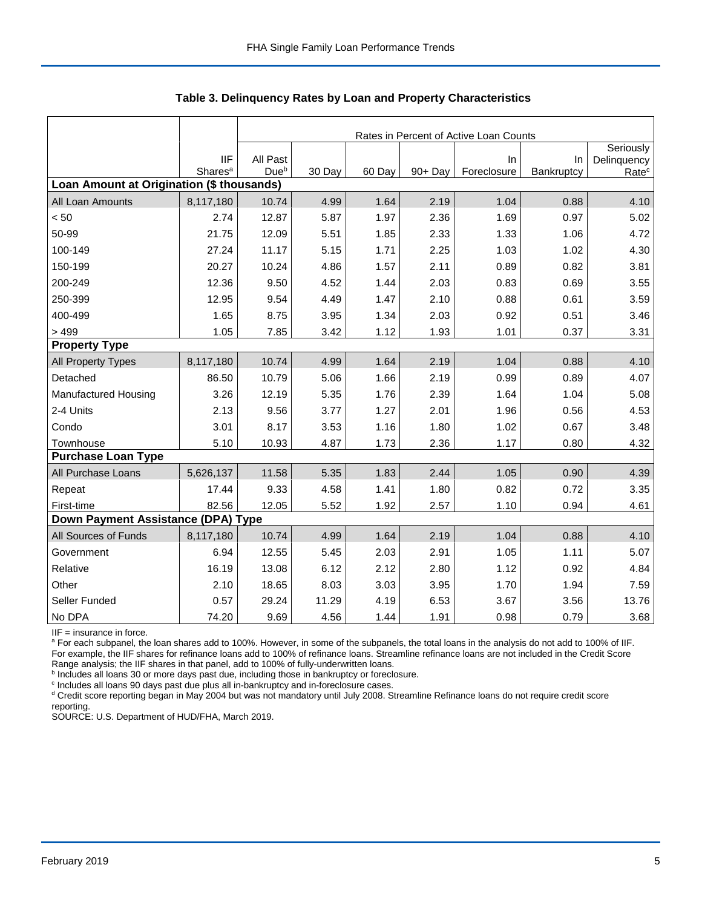## Table 3. Delinquency Rates by Loan and Property Characteristics

| | IIF Shares[a] | All Past Due[b] | 30 Day | 60 Day | 90+ Day | In Foreclosure | In Bankruptcy | Seriously Delinquency Rate[c] |
|---|---|---|---|---|---|---|---|---|
| | | Rates in Percent of Active Loan Counts | | | | | | |
| **Loan Amount at Origination ($ thousands)** | | | | | | | | |
| All Loan Amounts | 8,117,180 | 10.74 | 4.99 | 1.64 | 2.19 | 1.04 | 0.88 | 4.10 |
| < 50 | 2.74 | 12.87 | 5.87 | 1.97 | 2.36 | 1.69 | 0.97 | 5.02 |
| 50-99 | 21.75 | 12.09 | 5.51 | 1.85 | 2.33 | 1.33 | 1.06 | 4.72 |
| 100-149 | 27.24 | 11.17 | 5.15 | 1.71 | 2.25 | 1.03 | 1.02 | 4.30 |
| 150-199 | 20.27 | 10.24 | 4.86 | 1.57 | 2.11 | 0.89 | 0.82 | 3.81 |
| 200-249 | 12.36 | 9.50 | 4.52 | 1.44 | 2.03 | 0.83 | 0.69 | 3.55 |
| 250-399 | 12.95 | 9.54 | 4.49 | 1.47 | 2.10 | 0.88 | 0.61 | 3.59 |
| 400-499 | 1.65 | 8.75 | 3.95 | 1.34 | 2.03 | 0.92 | 0.51 | 3.46 |
| > 499 | 1.05 | 7.85 | 3.42 | 1.12 | 1.93 | 1.01 | 0.37 | 3.31 |
| **Property Type** | | | | | | | | |
| All Property Types | 8,117,180 | 10.74 | 4.99 | 1.64 | 2.19 | 1.04 | 0.88 | 4.10 |
| Detached | 86.50 | 10.79 | 5.06 | 1.66 | 2.19 | 0.99 | 0.89 | 4.07 |
| Manufactured Housing | 3.26 | 12.19 | 5.35 | 1.76 | 2.39 | 1.64 | 1.04 | 5.08 |
| 2-4 Units | 2.13 | 9.56 | 3.77 | 1.27 | 2.01 | 1.96 | 0.56 | 4.53 |
| Condo | 3.01 | 8.17 | 3.53 | 1.16 | 1.80 | 1.02 | 0.67 | 3.48 |
| Townhouse | 5.10 | 10.93 | 4.87 | 1.73 | 2.36 | 1.17 | 0.80 | 4.32 |
| **Purchase Loan Type** | | | | | | | | |
| All Purchase Loans | 5,626,137 | 11.58 | 5.35 | 1.83 | 2.44 | 1.05 | 0.90 | 4.39 |
| Repeat | 17.44 | 9.33 | 4.58 | 1.41 | 1.80 | 0.82 | 0.72 | 3.35 |
| First-time | 82.56 | 12.05 | 5.52 | 1.92 | 2.57 | 1.10 | 0.94 | 4.61 |
| **Down Payment Assistance (DPA) Type** | | | | | | | | |
| All Sources of Funds | 8,117,180 | 10.74 | 4.99 | 1.64 | 2.19 | 1.04 | 0.88 | 4.10 |
| Government | 6.94 | 12.55 | 5.45 | 2.03 | 2.91 | 1.05 | 1.11 | 5.07 |
| Relative | 16.19 | 13.08 | 6.12 | 2.12 | 2.80 | 1.12 | 0.92 | 4.84 |
| Other | 2.10 | 18.65 | 8.03 | 3.03 | 3.95 | 1.70 | 1.94 | 7.59 |
| Seller Funded | 0.57 | 29.24 | 11.29 | 4.19 | 6.53 | 3.67 | 3.56 | 13.76 |
| No DPA | 74.20 | 9.69 | 4.56 | 1.44 | 1.91 | 0.98 | 0.79 | 3.68 |

IIF = insurance in force.

[a] For each subpanel, the loan shares add to 100%. However, in some of the subpanels, the total loans in the analysis do not add to 100% of IIF. For example, the IIF shares for refinance loans add to 100% of refinance loans. Streamline refinance loans are not included in the Credit Score Range analysis; the IIF shares in that panel, add to 100% of fully-underwritten loans.

[b] Includes all loans 30 or more days past due, including those in bankruptcy or foreclosure.

[c] Includes all loans 90 days past due plus all in-bankruptcy and in-foreclosure cases.

[d] Credit score reporting began in May 2004 but was not mandatory until July 2008. Streamline Refinance loans do not require credit score reporting.

SOURCE: U.S. Department of HUD/FHA, March 2019.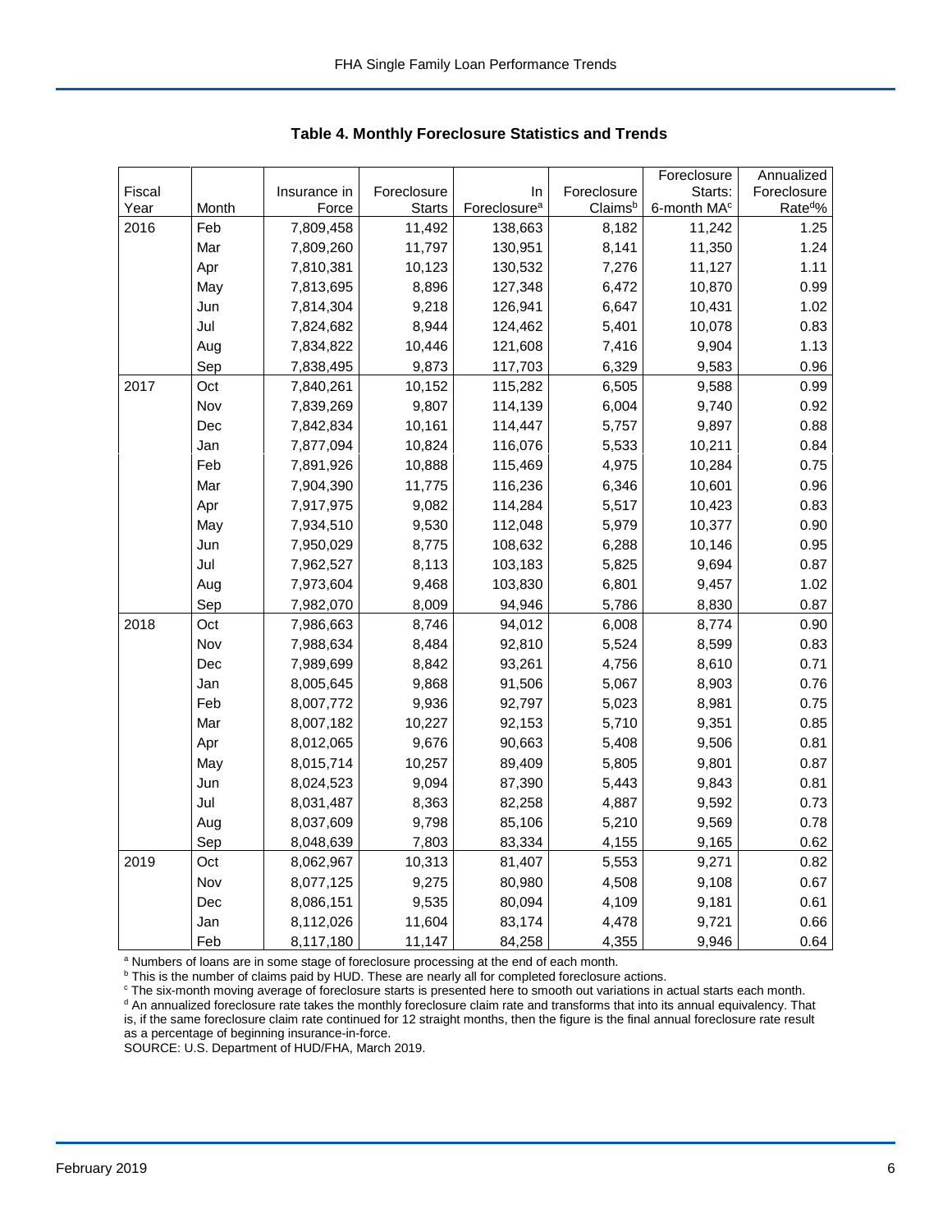**Table 4. Monthly Foreclosure Statistics and Trends**

| Fiscal Year | Month | Insurance in Force | Foreclosure Starts | In Foreclosure[a] | Foreclosure Claims[b] | Foreclosure Starts: 6-month MA[c] | Annualized Foreclosure Rate[d]% |
|---|---|---|---|---|---|---|---|
| 2016 | Feb | 7,809,458 | 11,492 | 138,663 | 8,182 | 11,242 | 1.25 |
| | Mar | 7,809,260 | 11,797 | 130,951 | 8,141 | 11,350 | 1.24 |
| | Apr | 7,810,381 | 10,123 | 130,532 | 7,276 | 11,127 | 1.11 |
| | May | 7,813,695 | 8,896 | 127,348 | 6,472 | 10,870 | 0.99 |
| | Jun | 7,814,304 | 9,218 | 126,941 | 6,647 | 10,431 | 1.02 |
| | Jul | 7,824,682 | 8,944 | 124,462 | 5,401 | 10,078 | 0.83 |
| | Aug | 7,834,822 | 10,446 | 121,608 | 7,416 | 9,904 | 1.13 |
| | Sep | 7,838,495 | 9,873 | 117,703 | 6,329 | 9,583 | 0.96 |
| 2017 | Oct | 7,840,261 | 10,152 | 115,282 | 6,505 | 9,588 | 0.99 |
| | Nov | 7,839,269 | 9,807 | 114,139 | 6,004 | 9,740 | 0.92 |
| | Dec | 7,842,834 | 10,161 | 114,447 | 5,757 | 9,897 | 0.88 |
| | Jan | 7,877,094 | 10,824 | 116,076 | 5,533 | 10,211 | 0.84 |
| | Feb | 7,891,926 | 10,888 | 115,469 | 4,975 | 10,284 | 0.75 |
| | Mar | 7,904,390 | 11,775 | 116,236 | 6,346 | 10,601 | 0.96 |
| | Apr | 7,917,975 | 9,082 | 114,284 | 5,517 | 10,423 | 0.83 |
| | May | 7,934,510 | 9,530 | 112,048 | 5,979 | 10,377 | 0.90 |
| | Jun | 7,950,029 | 8,775 | 108,632 | 6,288 | 10,146 | 0.95 |
| | Jul | 7,962,527 | 8,113 | 103,183 | 5,825 | 9,694 | 0.87 |
| | Aug | 7,973,604 | 9,468 | 103,830 | 6,801 | 9,457 | 1.02 |
| | Sep | 7,982,070 | 8,009 | 94,946 | 5,786 | 8,830 | 0.87 |
| 2018 | Oct | 7,986,663 | 8,746 | 94,012 | 6,008 | 8,774 | 0.90 |
| | Nov | 7,988,634 | 8,484 | 92,810 | 5,524 | 8,599 | 0.83 |
| | Dec | 7,989,699 | 8,842 | 93,261 | 4,756 | 8,610 | 0.71 |
| | Jan | 8,005,645 | 9,868 | 91,506 | 5,067 | 8,903 | 0.76 |
| | Feb | 8,007,772 | 9,936 | 92,797 | 5,023 | 8,981 | 0.75 |
| | Mar | 8,007,182 | 10,227 | 92,153 | 5,710 | 9,351 | 0.85 |
| | Apr | 8,012,065 | 9,676 | 90,663 | 5,408 | 9,506 | 0.81 |
| | May | 8,015,714 | 10,257 | 89,409 | 5,805 | 9,801 | 0.87 |
| | Jun | 8,024,523 | 9,094 | 87,390 | 5,443 | 9,843 | 0.81 |
| | Jul | 8,031,487 | 8,363 | 82,258 | 4,887 | 9,592 | 0.73 |
| | Aug | 8,037,609 | 9,798 | 85,106 | 5,210 | 9,569 | 0.78 |
| | Sep | 8,048,639 | 7,803 | 83,334 | 4,155 | 9,165 | 0.62 |
| 2019 | Oct | 8,062,967 | 10,313 | 81,407 | 5,553 | 9,271 | 0.82 |
| | Nov | 8,077,125 | 9,275 | 80,980 | 4,508 | 9,108 | 0.67 |
| | Dec | 8,086,151 | 9,535 | 80,094 | 4,109 | 9,181 | 0.61 |
| | Jan | 8,112,026 | 11,604 | 83,174 | 4,478 | 9,721 | 0.66 |
| | Feb | 8,117,180 | 11,147 | 84,258 | 4,355 | 9,946 | 0.64 |

[a] Numbers of loans are in some stage of foreclosure processing at the end of each month.
[b] This is the number of claims paid by HUD. These are nearly all for completed foreclosure actions.
[c] The six-month moving average of foreclosure starts is presented here to smooth out variations in actual starts each month.
[d] An annualized foreclosure rate takes the monthly foreclosure claim rate and transforms that into its annual equivalency. That is, if the same foreclosure claim rate continued for 12 straight months, then the figure is the final annual foreclosure rate result as a percentage of beginning insurance-in-force.
SOURCE: U.S. Department of HUD/FHA, March 2019.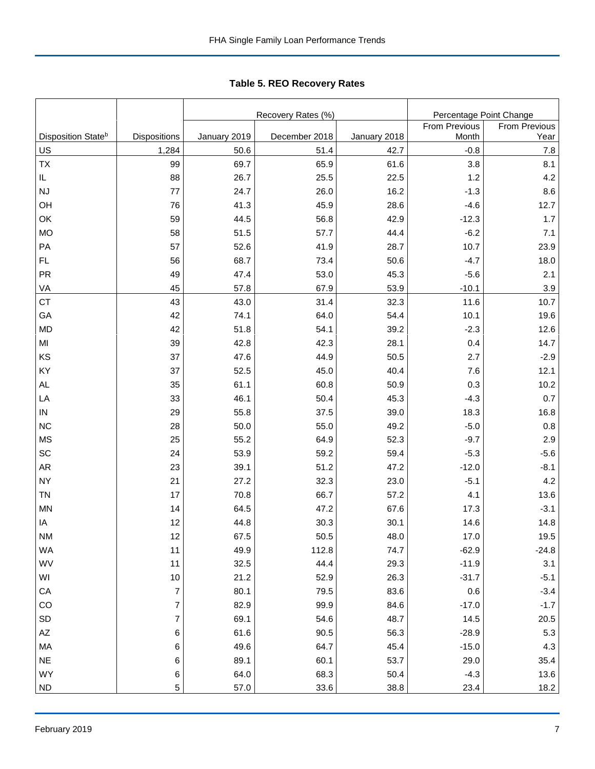**Table 5. REO Recovery Rates**

| Disposition State[b] | Dispositions | Recovery Rates (%) | | | Percentage Point Change | |
|---|---|---|---|---|---|---|
| | | January 2019 | December 2018 | January 2018 | From Previous Month | From Previous Year |
| US | 1,284 | 50.6 | 51.4 | 42.7 | -0.8 | 7.8 |
| TX | 99 | 69.7 | 65.9 | 61.6 | 3.8 | 8.1 |
| IL | 88 | 26.7 | 25.5 | 22.5 | 1.2 | 4.2 |
| NJ | 77 | 24.7 | 26.0 | 16.2 | -1.3 | 8.6 |
| OH | 76 | 41.3 | 45.9 | 28.6 | -4.6 | 12.7 |
| OK | 59 | 44.5 | 56.8 | 42.9 | -12.3 | 1.7 |
| MO | 58 | 51.5 | 57.7 | 44.4 | -6.2 | 7.1 |
| PA | 57 | 52.6 | 41.9 | 28.7 | 10.7 | 23.9 |
| FL | 56 | 68.7 | 73.4 | 50.6 | -4.7 | 18.0 |
| PR | 49 | 47.4 | 53.0 | 45.3 | -5.6 | 2.1 |
| VA | 45 | 57.8 | 67.9 | 53.9 | -10.1 | 3.9 |
| CT | 43 | 43.0 | 31.4 | 32.3 | 11.6 | 10.7 |
| GA | 42 | 74.1 | 64.0 | 54.4 | 10.1 | 19.6 |
| MD | 42 | 51.8 | 54.1 | 39.2 | -2.3 | 12.6 |
| MI | 39 | 42.8 | 42.3 | 28.1 | 0.4 | 14.7 |
| KS | 37 | 47.6 | 44.9 | 50.5 | 2.7 | -2.9 |
| KY | 37 | 52.5 | 45.0 | 40.4 | 7.6 | 12.1 |
| AL | 35 | 61.1 | 60.8 | 50.9 | 0.3 | 10.2 |
| LA | 33 | 46.1 | 50.4 | 45.3 | -4.3 | 0.7 |
| IN | 29 | 55.8 | 37.5 | 39.0 | 18.3 | 16.8 |
| NC | 28 | 50.0 | 55.0 | 49.2 | -5.0 | 0.8 |
| MS | 25 | 55.2 | 64.9 | 52.3 | -9.7 | 2.9 |
| SC | 24 | 53.9 | 59.2 | 59.4 | -5.3 | -5.6 |
| AR | 23 | 39.1 | 51.2 | 47.2 | -12.0 | -8.1 |
| NY | 21 | 27.2 | 32.3 | 23.0 | -5.1 | 4.2 |
| TN | 17 | 70.8 | 66.7 | 57.2 | 4.1 | 13.6 |
| MN | 14 | 64.5 | 47.2 | 67.6 | 17.3 | -3.1 |
| IA | 12 | 44.8 | 30.3 | 30.1 | 14.6 | 14.8 |
| NM | 12 | 67.5 | 50.5 | 48.0 | 17.0 | 19.5 |
| WA | 11 | 49.9 | 112.8 | 74.7 | -62.9 | -24.8 |
| WV | 11 | 32.5 | 44.4 | 29.3 | -11.9 | 3.1 |
| WI | 10 | 21.2 | 52.9 | 26.3 | -31.7 | -5.1 |
| CA | 7 | 80.1 | 79.5 | 83.6 | 0.6 | -3.4 |
| CO | 7 | 82.9 | 99.9 | 84.6 | -17.0 | -1.7 |
| SD | 7 | 69.1 | 54.6 | 48.7 | 14.5 | 20.5 |
| AZ | 6 | 61.6 | 90.5 | 56.3 | -28.9 | 5.3 |
| MA | 6 | 49.6 | 64.7 | 45.4 | -15.0 | 4.3 |
| NE | 6 | 89.1 | 60.1 | 53.7 | 29.0 | 35.4 |
| WY | 6 | 64.0 | 68.3 | 50.4 | -4.3 | 13.6 |
| ND | 5 | 57.0 | 33.6 | 38.8 | 23.4 | 18.2 |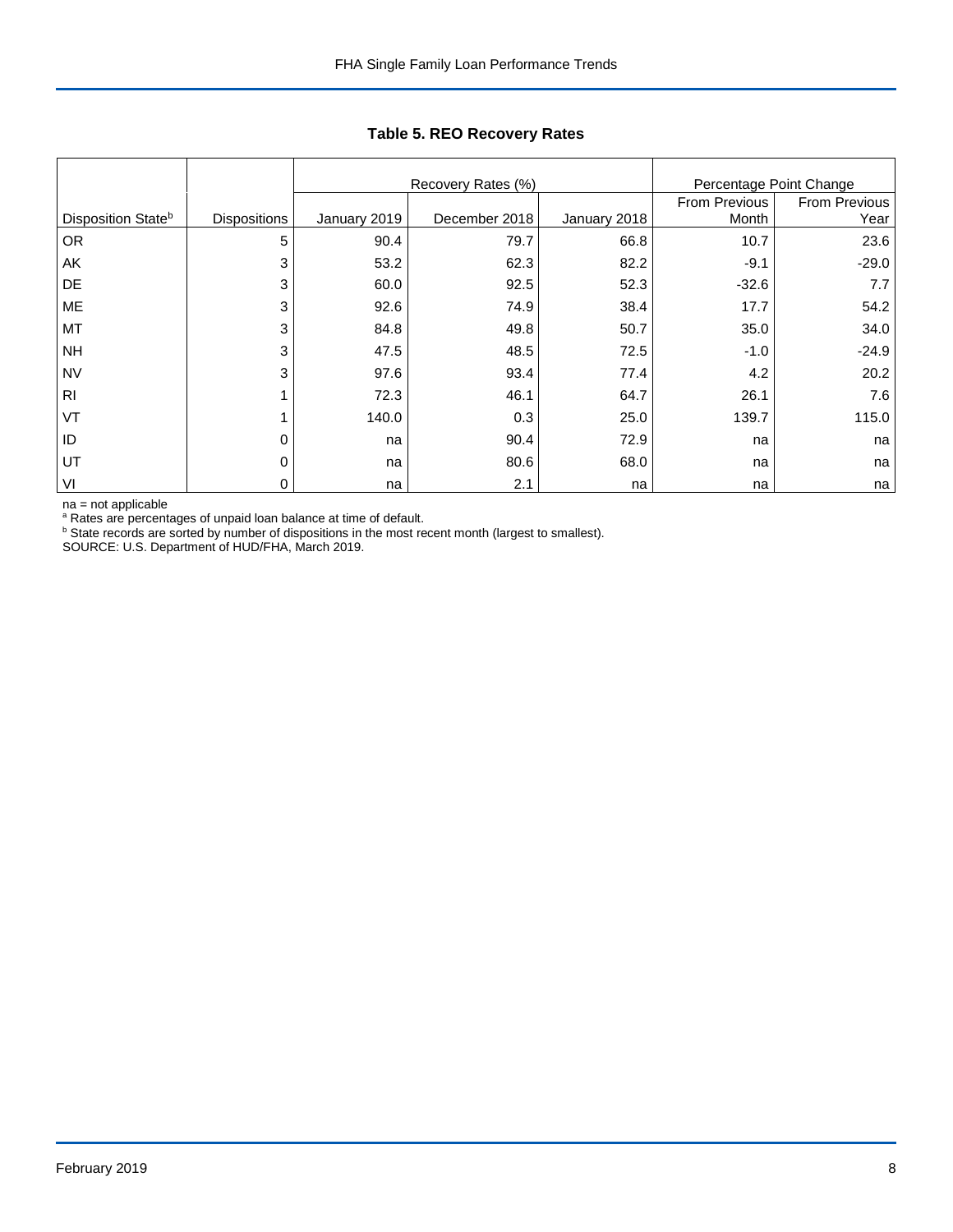## Table 5. REO Recovery Rates

| Disposition State[b] | Dispositions | Recovery Rates (%) | | | Percentage Point Change | |
|---|---|---|---|---|---|---|
| | | January 2019 | December 2018 | January 2018 | From Previous Month | From Previous Year |
| OR | 5 | 90.4 | 79.7 | 66.8 | 10.7 | 23.6 |
| AK | 3 | 53.2 | 62.3 | 82.2 | -9.1 | -29.0 |
| DE | 3 | 60.0 | 92.5 | 52.3 | -32.6 | 7.7 |
| ME | 3 | 92.6 | 74.9 | 38.4 | 17.7 | 54.2 |
| MT | 3 | 84.8 | 49.8 | 50.7 | 35.0 | 34.0 |
| NH | 3 | 47.5 | 48.5 | 72.5 | -1.0 | -24.9 |
| NV | 3 | 97.6 | 93.4 | 77.4 | 4.2 | 20.2 |
| RI | 1 | 72.3 | 46.1 | 64.7 | 26.1 | 7.6 |
| VT | 1 | 140.0 | 0.3 | 25.0 | 139.7 | 115.0 |
| ID | 0 | na | 90.4 | 72.9 | na | na |
| UT | 0 | na | 80.6 | 68.0 | na | na |
| VI | 0 | na | 2.1 | na | na | na |

na = not applicable

[a] Rates are percentages of unpaid loan balance at time of default.

[b] State records are sorted by number of dispositions in the most recent month (largest to smallest).

SOURCE: U.S. Department of HUD/FHA, March 2019.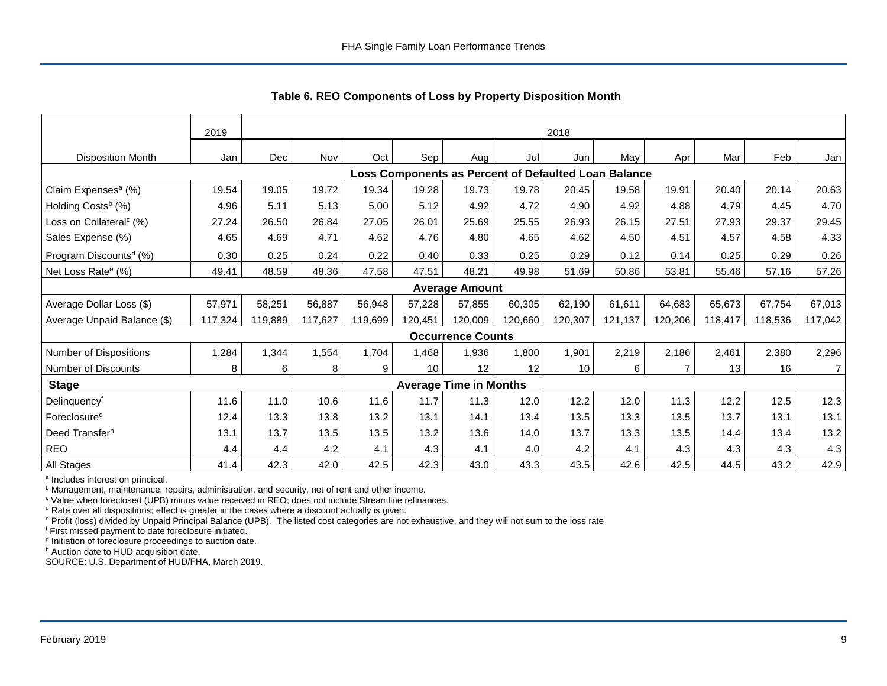## Table 6. REO Components of Loss by Property Disposition Month

| | 2019 | 2018 | | | | | | | | | | | |
|---|---|---|---|---|---|---|---|---|---|---|---|---|---|
| Disposition Month | Jan | Dec | Nov | Oct | Sep | Aug | Jul | Jun | May | Apr | Mar | Feb | Jan |
| **Loss Components as Percent of Defaulted Loan Balance** | | | | | | | | | | | | | |
| Claim Expenses[a] (%) | 19.54 | 19.05 | 19.72 | 19.34 | 19.28 | 19.73 | 19.78 | 20.45 | 19.58 | 19.91 | 20.40 | 20.14 | 20.63 |
| Holding Costs[b] (%) | 4.96 | 5.11 | 5.13 | 5.00 | 5.12 | 4.92 | 4.72 | 4.90 | 4.92 | 4.88 | 4.79 | 4.45 | 4.70 |
| Loss on Collateral[c] (%) | 27.24 | 26.50 | 26.84 | 27.05 | 26.01 | 25.69 | 25.55 | 26.93 | 26.15 | 27.51 | 27.93 | 29.37 | 29.45 |
| Sales Expense (%) | 4.65 | 4.69 | 4.71 | 4.62 | 4.76 | 4.80 | 4.65 | 4.62 | 4.50 | 4.51 | 4.57 | 4.58 | 4.33 |
| Program Discounts[d] (%) | 0.30 | 0.25 | 0.24 | 0.22 | 0.40 | 0.33 | 0.25 | 0.29 | 0.12 | 0.14 | 0.25 | 0.29 | 0.26 |
| Net Loss Rate[e] (%) | 49.41 | 48.59 | 48.36 | 47.58 | 47.51 | 48.21 | 49.98 | 51.69 | 50.86 | 53.81 | 55.46 | 57.16 | 57.26 |
| **Average Amount** | | | | | | | | | | | | | |
| Average Dollar Loss ($) | 57,971 | 58,251 | 56,887 | 56,948 | 57,228 | 57,855 | 60,305 | 62,190 | 61,611 | 64,683 | 65,673 | 67,754 | 67,013 |
| Average Unpaid Balance ($) | 117,324 | 119,889 | 117,627 | 119,699 | 120,451 | 120,009 | 120,660 | 120,307 | 121,137 | 120,206 | 118,417 | 118,536 | 117,042 |
| **Occurrence Counts** | | | | | | | | | | | | | |
| Number of Dispositions | 1,284 | 1,344 | 1,554 | 1,704 | 1,468 | 1,936 | 1,800 | 1,901 | 2,219 | 2,186 | 2,461 | 2,380 | 2,296 |
| Number of Discounts | 8 | 6 | 8 | 9 | 10 | 12 | 12 | 10 | 6 | 7 | 13 | 16 | 7 |
| **Stage** | **Average Time in Months** | | | | | | | | | | | | |
| Delinquency[f] | 11.6 | 11.0 | 10.6 | 11.6 | 11.7 | 11.3 | 12.0 | 12.2 | 12.0 | 11.3 | 12.2 | 12.5 | 12.3 |
| Foreclosure[g] | 12.4 | 13.3 | 13.8 | 13.2 | 13.1 | 14.1 | 13.4 | 13.5 | 13.3 | 13.5 | 13.7 | 13.1 | 13.1 |
| Deed Transfer[h] | 13.1 | 13.7 | 13.5 | 13.5 | 13.2 | 13.6 | 14.0 | 13.7 | 13.3 | 13.5 | 14.4 | 13.4 | 13.2 |
| REO | 4.4 | 4.4 | 4.2 | 4.1 | 4.3 | 4.1 | 4.0 | 4.2 | 4.1 | 4.3 | 4.3 | 4.3 | 4.3 |
| All Stages | 41.4 | 42.3 | 42.0 | 42.5 | 42.3 | 43.0 | 43.3 | 43.5 | 42.6 | 42.5 | 44.5 | 43.2 | 42.9 |

[a] Includes interest on principal.
[b] Management, maintenance, repairs, administration, and security, net of rent and other income.
[c] Value when foreclosed (UPB) minus value received in REO; does not include Streamline refinances.
[d] Rate over all dispositions; effect is greater in the cases where a discount actually is given.
[e] Profit (loss) divided by Unpaid Principal Balance (UPB). The listed cost categories are not exhaustive, and they will not sum to the loss rate
[f] First missed payment to date foreclosure initiated.
[g] Initiation of foreclosure proceedings to auction date.
[h] Auction date to HUD acquisition date.
SOURCE: U.S. Department of HUD/FHA, March 2019.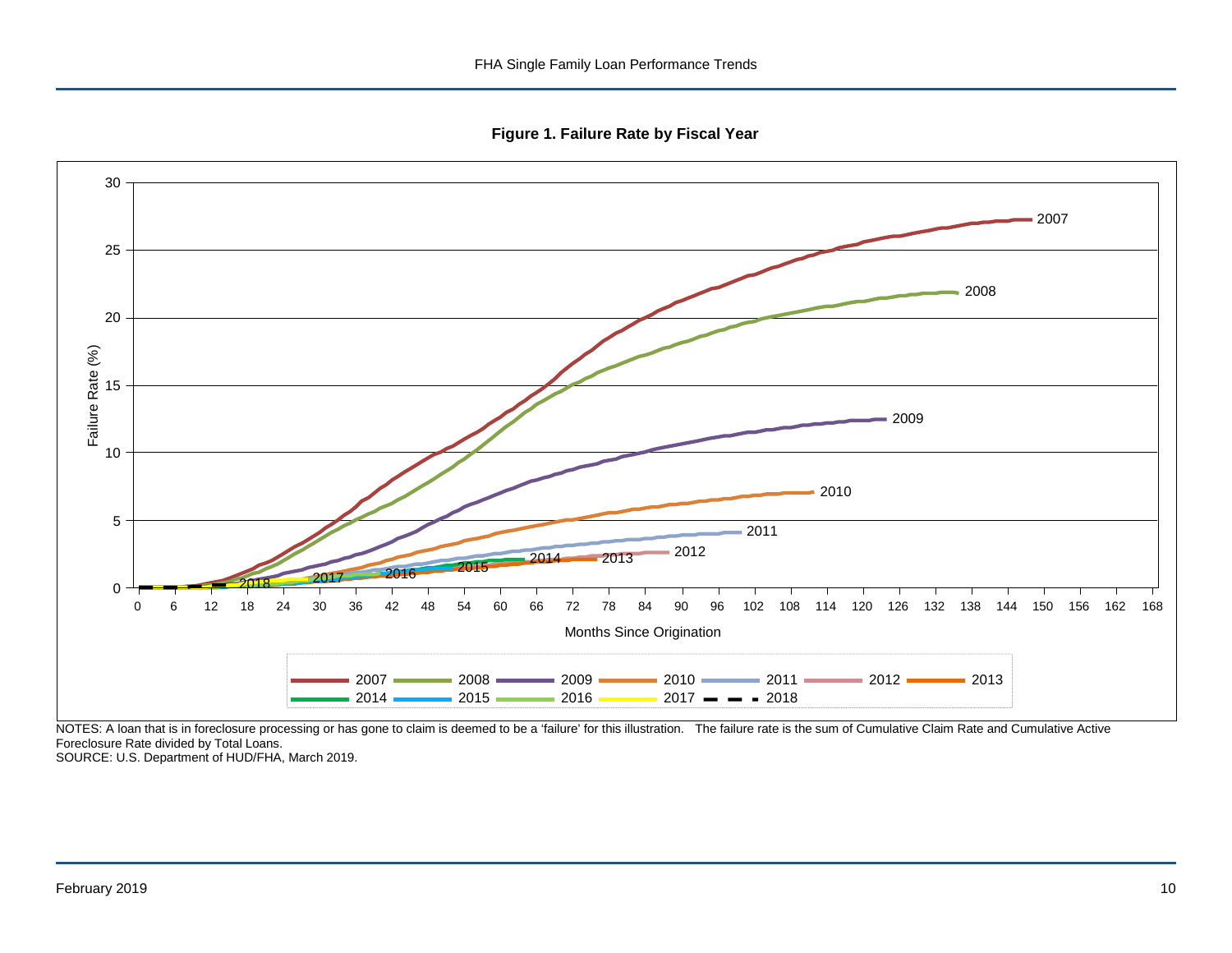**Figure 1. Failure Rate by Fiscal Year**

Failure Rate (%)

30
25
20
15
10
5
0

0 6 12 18 24 30 36 42 48 54 60 66 72 78 84 90 96 102 108 114 120 126 132 138 144 150 156 162 168

Months Since Origination

2007
2008
2009
2010
2011
2012
2013
2014
2015
2016
2017
2018

Legend: 2007, 2008, 2009, 2010, 2011, 2012, 2013, 2014, 2015, 2016, 2017, 2018

NOTES: A loan that is in foreclosure processing or has gone to claim is deemed to be a 'failure' for this illustration. The failure rate is the sum of Cumulative Claim Rate and Cumulative Active Foreclosure Rate divided by Total Loans.

SOURCE: U.S. Department of HUD/FHA, March 2019.